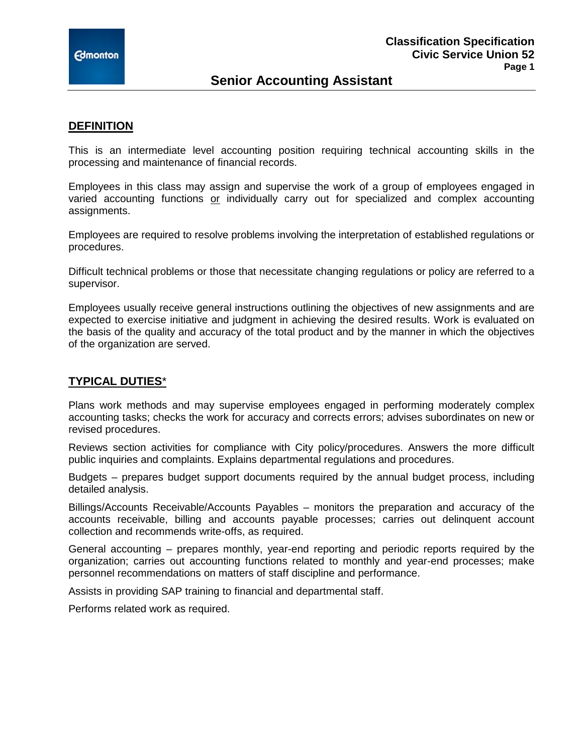# Senior Accounting Assistant

**Classification Specification**
**Civic Service Union 52**

## DEFINITION

This is an intermediate level accounting position requiring technical accounting skills in the processing and maintenance of financial records.

Employees in this class may assign and supervise the work of a group of employees engaged in varied accounting functions <u>or</u> individually carry out for specialized and complex accounting assignments.

Employees are required to resolve problems involving the interpretation of established regulations or procedures.

Difficult technical problems or those that necessitate changing regulations or policy are referred to a supervisor.

Employees usually receive general instructions outlining the objectives of new assignments and are expected to exercise initiative and judgment in achieving the desired results. Work is evaluated on the basis of the quality and accuracy of the total product and by the manner in which the objectives of the organization are served.

## TYPICAL DUTIES*

Plans work methods and may supervise employees engaged in performing moderately complex accounting tasks; checks the work for accuracy and corrects errors; advises subordinates on new or revised procedures.

Reviews section activities for compliance with City policy/procedures. Answers the more difficult public inquiries and complaints. Explains departmental regulations and procedures.

Budgets – prepares budget support documents required by the annual budget process, including detailed analysis.

Billings/Accounts Receivable/Accounts Payables – monitors the preparation and accuracy of the accounts receivable, billing and accounts payable processes; carries out delinquent account collection and recommends write-offs, as required.

General accounting – prepares monthly, year-end reporting and periodic reports required by the organization; carries out accounting functions related to monthly and year-end processes; make personnel recommendations on matters of staff discipline and performance.

Assists in providing SAP training to financial and departmental staff.

Performs related work as required.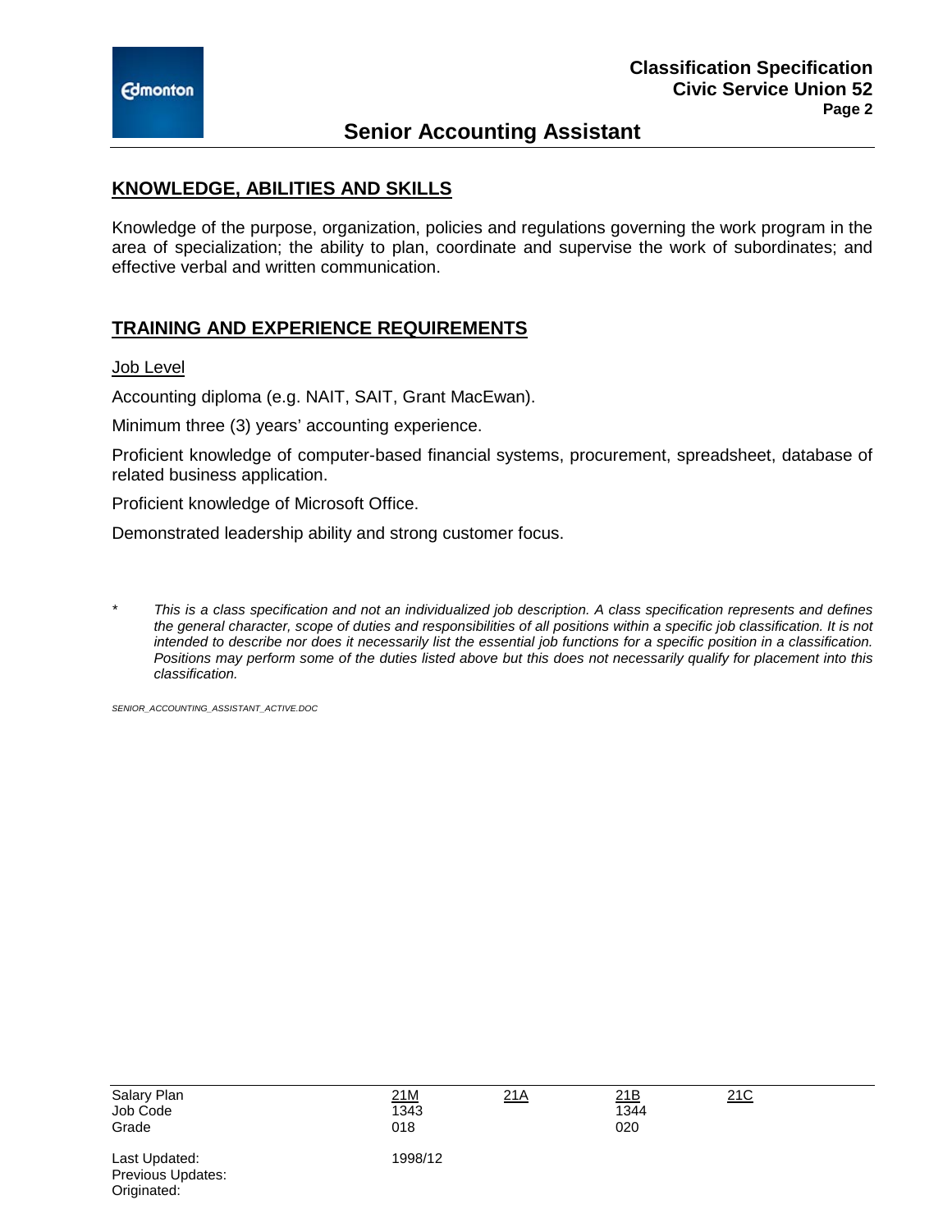## KNOWLEDGE, ABILITIES AND SKILLS

Knowledge of the purpose, organization, policies and regulations governing the work program in the area of specialization; the ability to plan, coordinate and supervise the work of subordinates; and effective verbal and written communication.

## TRAINING AND EXPERIENCE REQUIREMENTS

Job Level

Accounting diploma (e.g. NAIT, SAIT, Grant MacEwan).

Minimum three (3) years' accounting experience.

Proficient knowledge of computer-based financial systems, procurement, spreadsheet, database of related business application.

Proficient knowledge of Microsoft Office.

Demonstrated leadership ability and strong customer focus.

\* *This is a class specification and not an individualized job description. A class specification represents and defines the general character, scope of duties and responsibilities of all positions within a specific job classification. It is not intended to describe nor does it necessarily list the essential job functions for a specific position in a classification. Positions may perform some of the duties listed above but this does not necessarily qualify for placement into this classification.*

*SENIOR_ACCOUNTING_ASSISTANT_ACTIVE.DOC*

| | | | | |
|---|---|---|---|---|
| Salary Plan | 21M | 21A | 21B | 21C |
| Job Code | 1343 | | 1344 | |
| Grade | 018 | | 020 | |
| Last Updated: | 1998/12 | | | |
| Previous Updates: | | | | |
| Originated: | | | | |